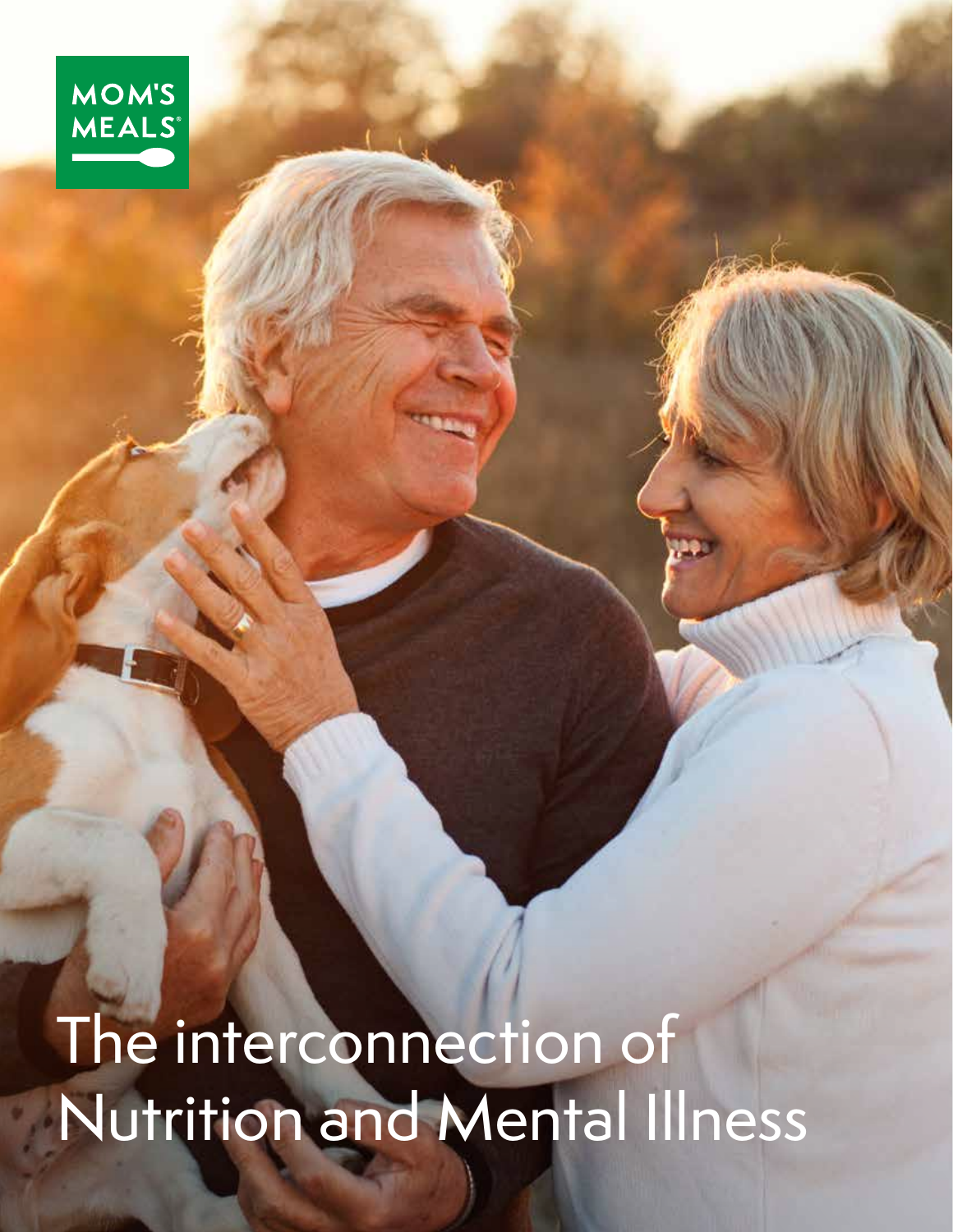MOM'S MEALS®

# The interconnection of Nutrition and Mental Illness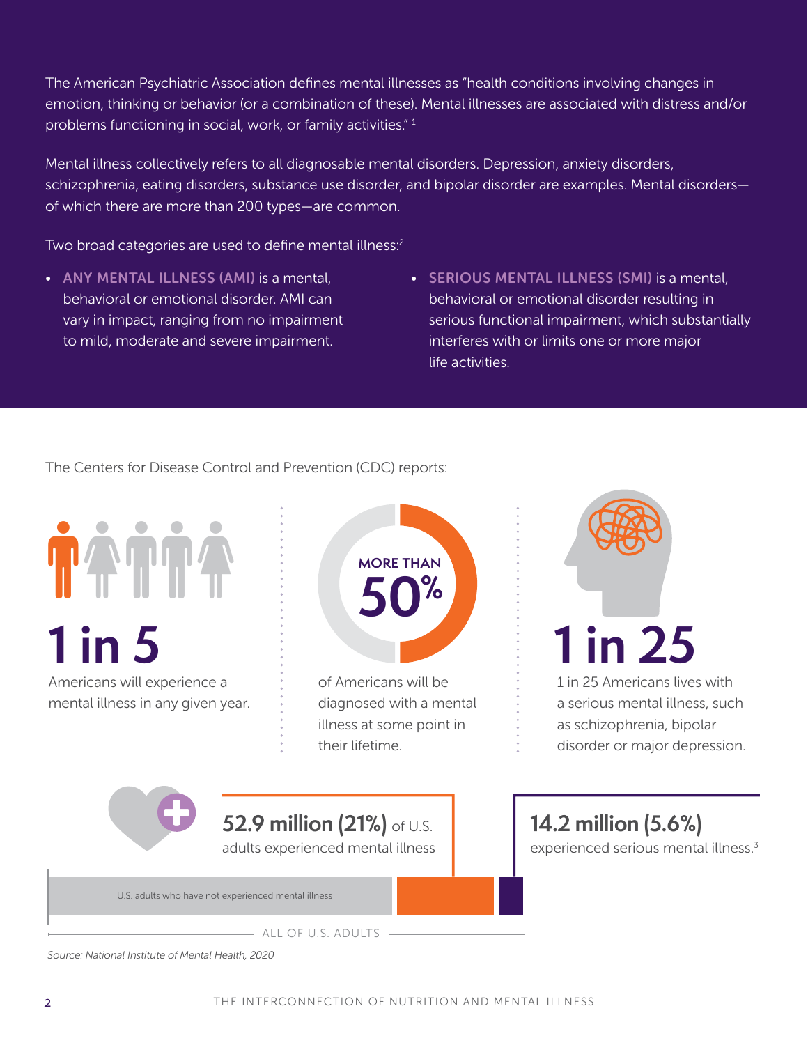The American Psychiatric Association defines mental illnesses as "health conditions involving changes in emotion, thinking or behavior (or a combination of these). Mental illnesses are associated with distress and/or problems functioning in social, work, or family activities." [1]

Mental illness collectively refers to all diagnosable mental disorders. Depression, anxiety disorders, schizophrenia, eating disorders, substance use disorder, and bipolar disorder are examples. Mental disorders—of which there are more than 200 types—are common.

Two broad categories are used to define mental illness:[2]

- **ANY MENTAL ILLNESS (AMI)** is a mental, behavioral or emotional disorder. AMI can vary in impact, ranging from no impairment to mild, moderate and severe impairment.
- **SERIOUS MENTAL ILLNESS (SMI)** is a mental, behavioral or emotional disorder resulting in serious functional impairment, which substantially interferes with or limits one or more major life activities.

The Centers for Disease Control and Prevention (CDC) reports:

**1 in 5**
Americans will experience a mental illness in any given year.

**MORE THAN 50%**
of Americans will be diagnosed with a mental illness at some point in their lifetime.

**1 in 25**
1 in 25 Americans lives with a serious mental illness, such as schizophrenia, bipolar disorder or major depression.

**52.9 million (21%)** of U.S. adults experienced mental illness

**14.2 million (5.6%)** experienced serious mental illness.[3]

U.S. adults who have not experienced mental illness

ALL OF U.S. ADULTS

*Source: National Institute of Mental Health, 2020*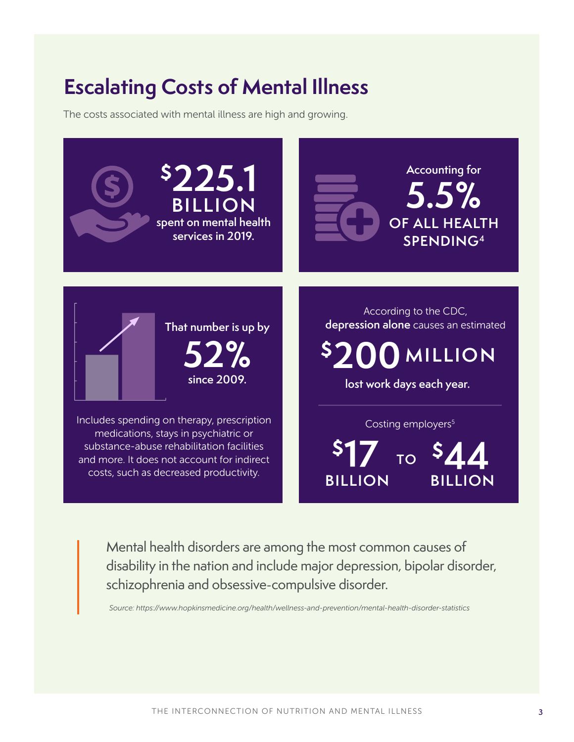# Escalating Costs of Mental Illness

The costs associated with mental illness are high and growing.

**$225.1 BILLION** spent on mental health services in 2019.

Accounting for **5.5% OF ALL HEALTH SPENDING**[4]

That number is up by **52%** since 2009.

Includes spending on therapy, prescription medications, stays in psychiatric or substance-abuse rehabilitation facilities and more. It does not account for indirect costs, such as decreased productivity.

According to the CDC, **depression alone** causes an estimated **$200 MILLION** lost work days each year.

Costing employers[5] **$17 BILLION** TO **$44 BILLION**

> Mental health disorders are among the most common causes of disability in the nation and include major depression, bipolar disorder, schizophrenia and obsessive-compulsive disorder.
>
> *Source: https://www.hopkinsmedicine.org/health/wellness-and-prevention/mental-health-disorder-statistics*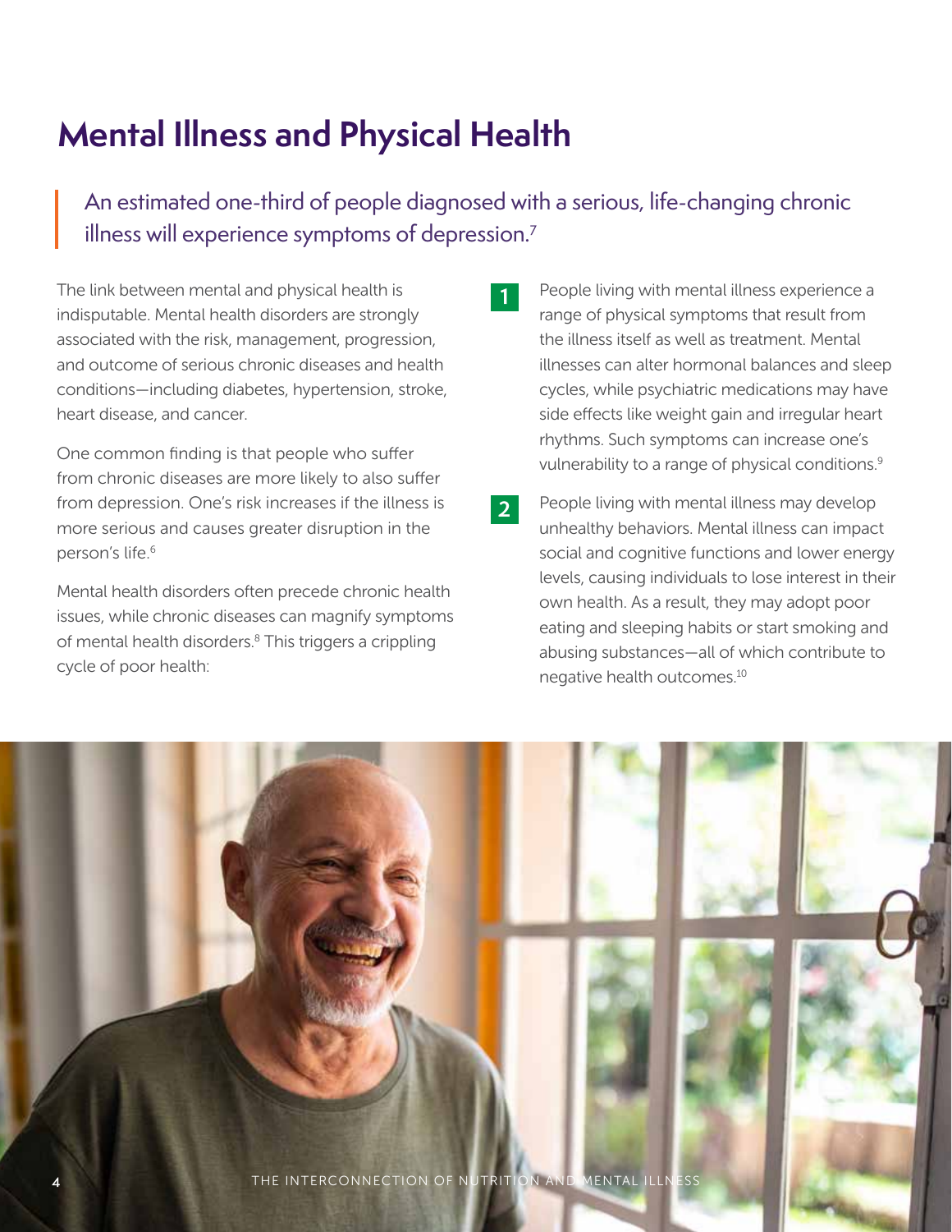# Mental Illness and Physical Health

> An estimated one-third of people diagnosed with a serious, life-changing chronic illness will experience symptoms of depression.[7]

The link between mental and physical health is indisputable. Mental health disorders are strongly associated with the risk, management, progression, and outcome of serious chronic diseases and health conditions—including diabetes, hypertension, stroke, heart disease, and cancer.

One common finding is that people who suffer from chronic diseases are more likely to also suffer from depression. One's risk increases if the illness is more serious and causes greater disruption in the person's life.[6]

Mental health disorders often precede chronic health issues, while chronic diseases can magnify symptoms of mental health disorders.[8] This triggers a crippling cycle of poor health:

1. People living with mental illness experience a range of physical symptoms that result from the illness itself as well as treatment. Mental illnesses can alter hormonal balances and sleep cycles, while psychiatric medications may have side effects like weight gain and irregular heart rhythms. Such symptoms can increase one's vulnerability to a range of physical conditions.[9]

2. People living with mental illness may develop unhealthy behaviors. Mental illness can impact social and cognitive functions and lower energy levels, causing individuals to lose interest in their own health. As a result, they may adopt poor eating and sleeping habits or start smoking and abusing substances—all of which contribute to negative health outcomes.[10]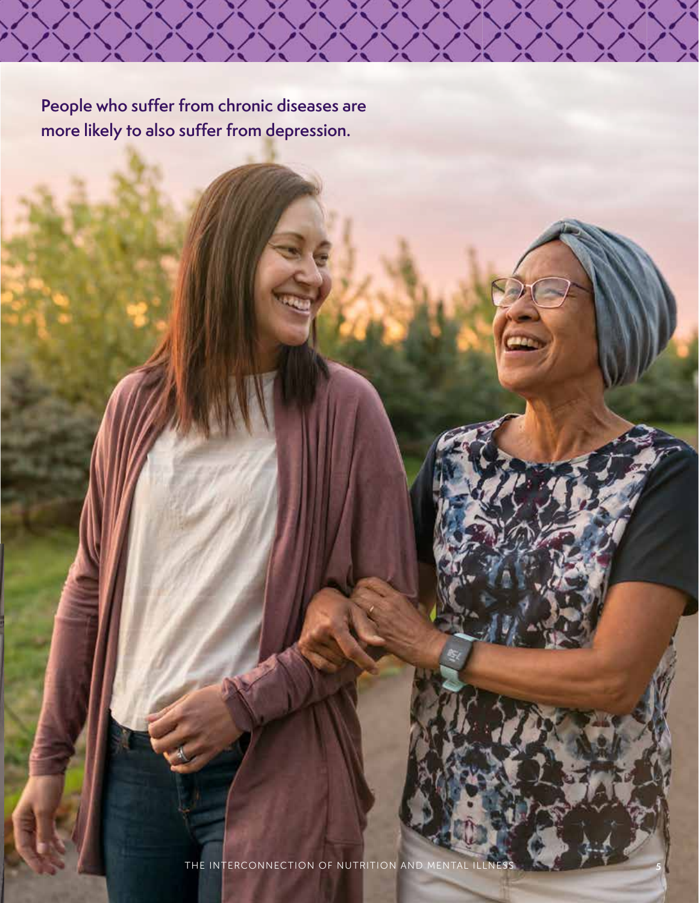People who suffer from chronic diseases are more likely to also suffer from depression.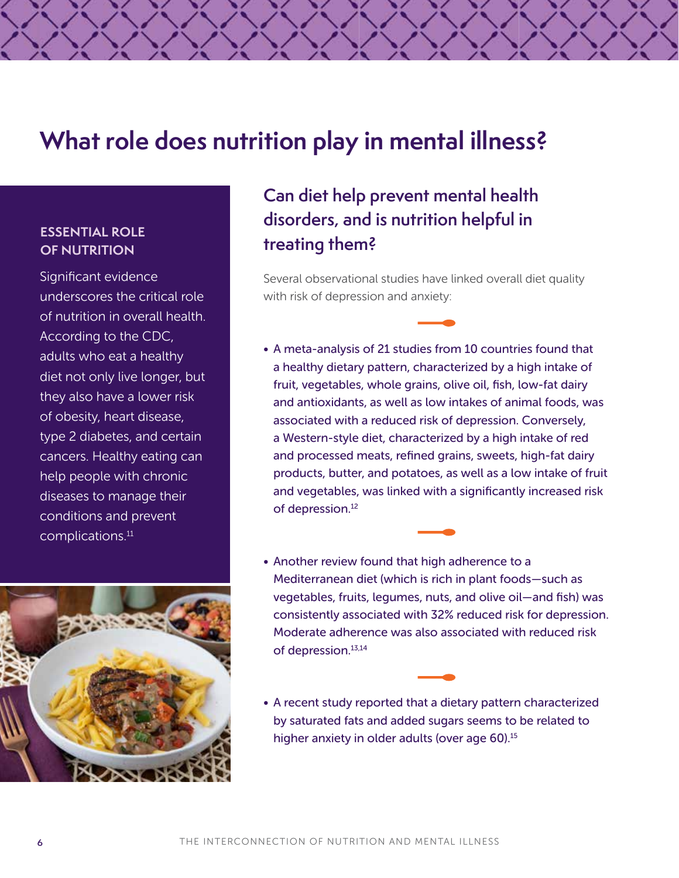# What role does nutrition play in mental illness?

### ESSENTIAL ROLE OF NUTRITION

Significant evidence underscores the critical role of nutrition in overall health. According to the CDC, adults who eat a healthy diet not only live longer, but they also have a lower risk of obesity, heart disease, type 2 diabetes, and certain cancers. Healthy eating can help people with chronic diseases to manage their conditions and prevent complications.[11]

## Can diet help prevent mental health disorders, and is nutrition helpful in treating them?

Several observational studies have linked overall diet quality with risk of depression and anxiety:

- A meta-analysis of 21 studies from 10 countries found that a healthy dietary pattern, characterized by a high intake of fruit, vegetables, whole grains, olive oil, fish, low-fat dairy and antioxidants, as well as low intakes of animal foods, was associated with a reduced risk of depression. Conversely, a Western-style diet, characterized by a high intake of red and processed meats, refined grains, sweets, high-fat dairy products, butter, and potatoes, as well as a low intake of fruit and vegetables, was linked with a significantly increased risk of depression.[12]

- Another review found that high adherence to a Mediterranean diet (which is rich in plant foods—such as vegetables, fruits, legumes, nuts, and olive oil—and fish) was consistently associated with 32% reduced risk for depression. Moderate adherence was also associated with reduced risk of depression.[13,14]

- A recent study reported that a dietary pattern characterized by saturated fats and added sugars seems to be related to higher anxiety in older adults (over age 60).[15]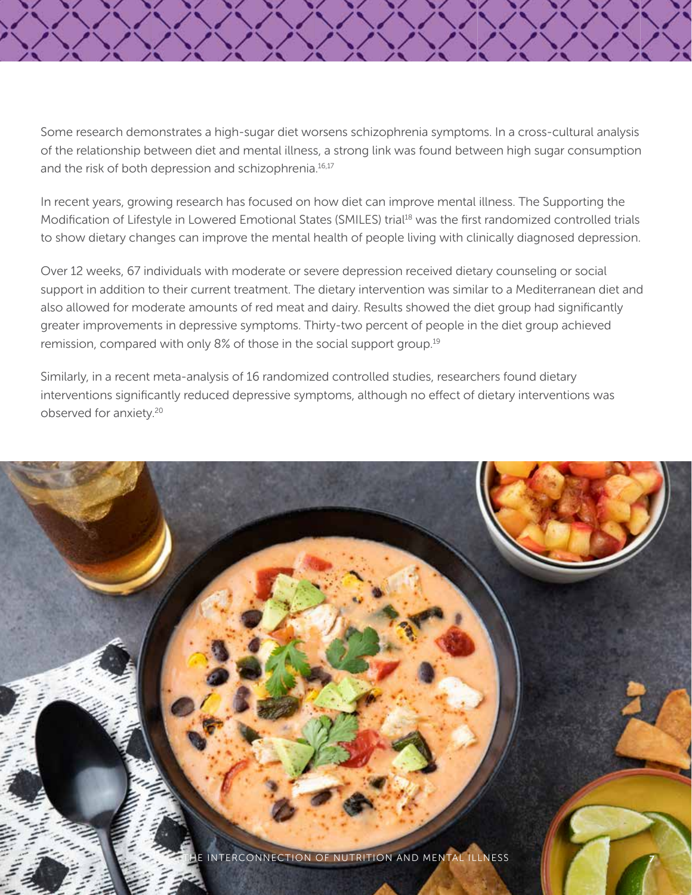Some research demonstrates a high-sugar diet worsens schizophrenia symptoms. In a cross-cultural analysis of the relationship between diet and mental illness, a strong link was found between high sugar consumption and the risk of both depression and schizophrenia.[16,17]

In recent years, growing research has focused on how diet can improve mental illness. The Supporting the Modification of Lifestyle in Lowered Emotional States (SMILES) trial[18] was the first randomized controlled trials to show dietary changes can improve the mental health of people living with clinically diagnosed depression.

Over 12 weeks, 67 individuals with moderate or severe depression received dietary counseling or social support in addition to their current treatment. The dietary intervention was similar to a Mediterranean diet and also allowed for moderate amounts of red meat and dairy. Results showed the diet group had significantly greater improvements in depressive symptoms. Thirty-two percent of people in the diet group achieved remission, compared with only 8% of those in the social support group.[19]

Similarly, in a recent meta-analysis of 16 randomized controlled studies, researchers found dietary interventions significantly reduced depressive symptoms, although no effect of dietary interventions was observed for anxiety.[20]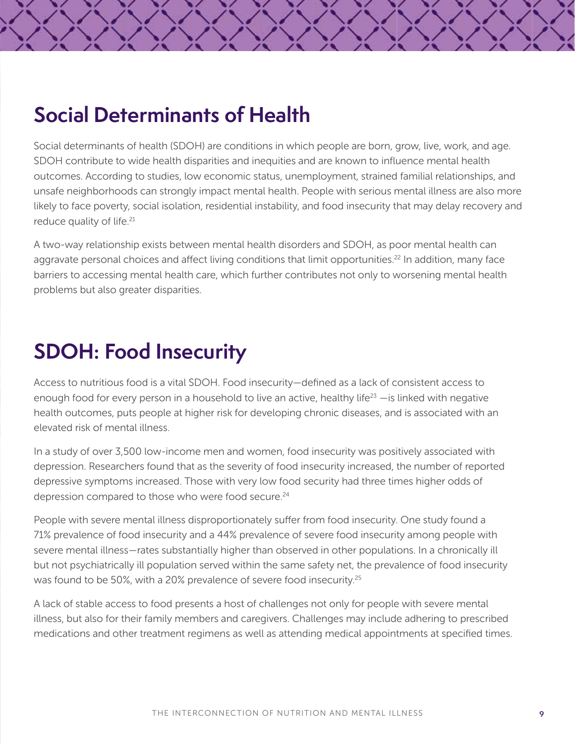## Social Determinants of Health

Social determinants of health (SDOH) are conditions in which people are born, grow, live, work, and age. SDOH contribute to wide health disparities and inequities and are known to influence mental health outcomes. According to studies, low economic status, unemployment, strained familial relationships, and unsafe neighborhoods can strongly impact mental health. People with serious mental illness are also more likely to face poverty, social isolation, residential instability, and food insecurity that may delay recovery and reduce quality of life.[21]

A two-way relationship exists between mental health disorders and SDOH, as poor mental health can aggravate personal choices and affect living conditions that limit opportunities.[22] In addition, many face barriers to accessing mental health care, which further contributes not only to worsening mental health problems but also greater disparities.

## SDOH: Food Insecurity

Access to nutritious food is a vital SDOH. Food insecurity—defined as a lack of consistent access to enough food for every person in a household to live an active, healthy life[23] —is linked with negative health outcomes, puts people at higher risk for developing chronic diseases, and is associated with an elevated risk of mental illness.

In a study of over 3,500 low-income men and women, food insecurity was positively associated with depression. Researchers found that as the severity of food insecurity increased, the number of reported depressive symptoms increased. Those with very low food security had three times higher odds of depression compared to those who were food secure.[24]

People with severe mental illness disproportionately suffer from food insecurity. One study found a 71% prevalence of food insecurity and a 44% prevalence of severe food insecurity among people with severe mental illness—rates substantially higher than observed in other populations. In a chronically ill but not psychiatrically ill population served within the same safety net, the prevalence of food insecurity was found to be 50%, with a 20% prevalence of severe food insecurity.[25]

A lack of stable access to food presents a host of challenges not only for people with severe mental illness, but also for their family members and caregivers. Challenges may include adhering to prescribed medications and other treatment regimens as well as attending medical appointments at specified times.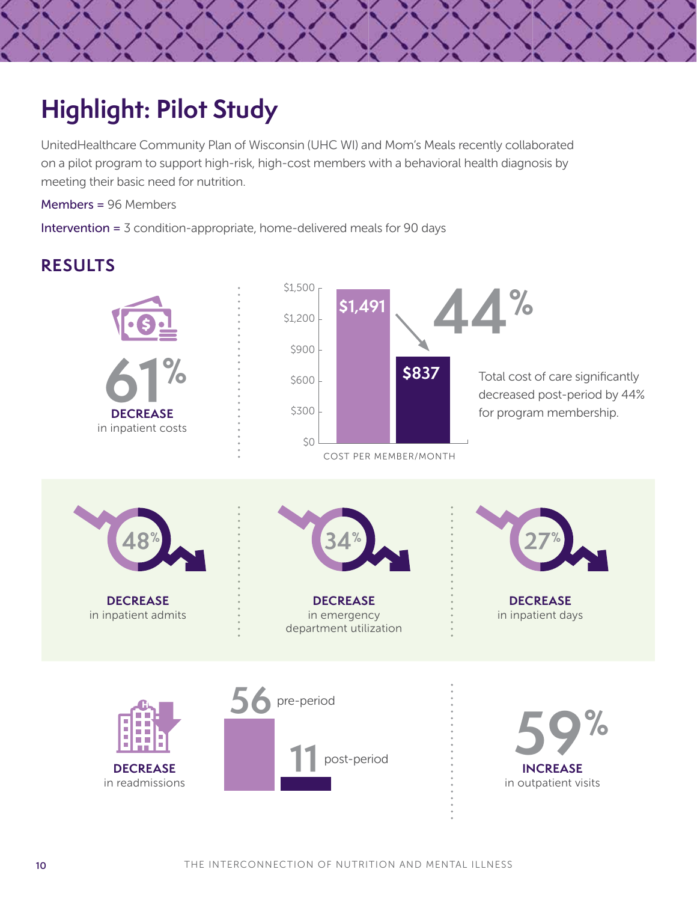# Highlight: Pilot Study

UnitedHealthcare Community Plan of Wisconsin (UHC WI) and Mom's Meals recently collaborated on a pilot program to support high-risk, high-cost members with a behavioral health diagnosis by meeting their basic need for nutrition.

Members = 96 Members

Intervention = 3 condition-appropriate, home-delivered meals for 90 days

## RESULTS

**61%**
**DECREASE**
in inpatient costs

| COST PER MEMBER/MONTH | |
|---|---|
| Pre-period | $1,491 |
| Post-period | $837 |

**44%**

Total cost of care significantly decreased post-period by 44% for program membership.

**48%**
**DECREASE**
in inpatient admits

**34%**
**DECREASE**
in emergency department utilization

**27%**
**DECREASE**
in inpatient days

**DECREASE**
in readmissions

56 pre-period

11 post-period

**59%**
**INCREASE**
in outpatient visits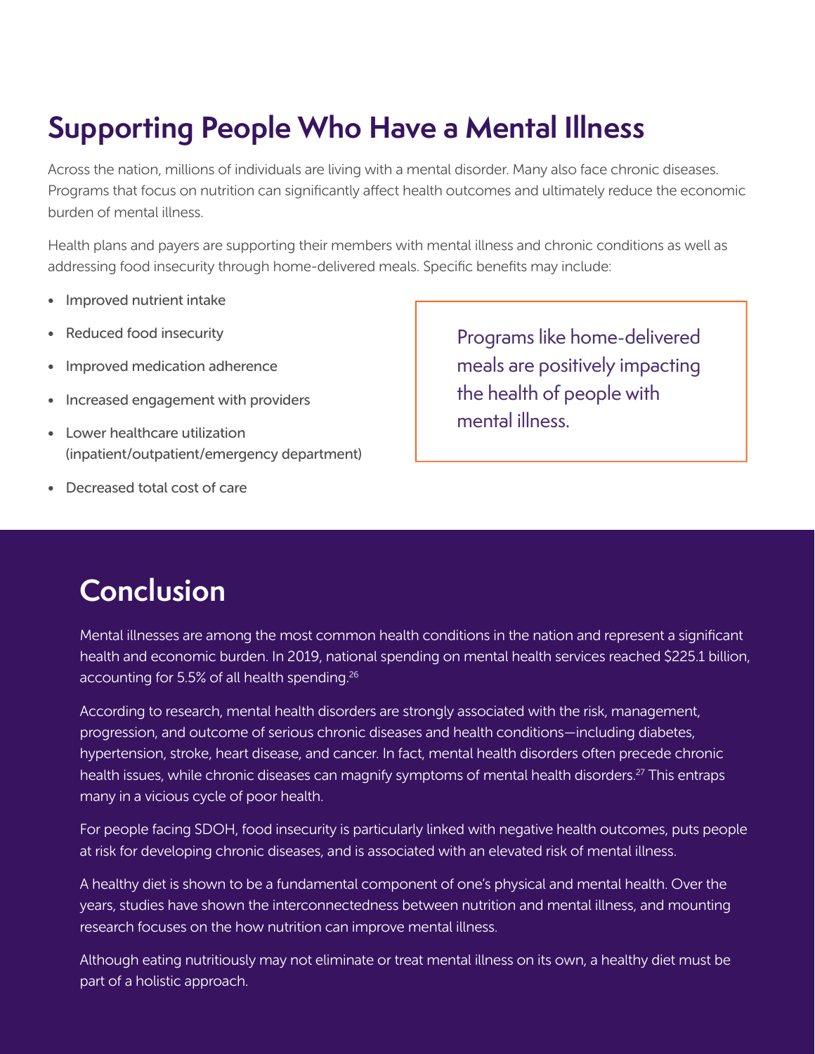## Supporting People Who Have a Mental Illness

Across the nation, millions of individuals are living with a mental disorder. Many also face chronic diseases. Programs that focus on nutrition can significantly affect health outcomes and ultimately reduce the economic burden of mental illness.

Health plans and payers are supporting their members with mental illness and chronic conditions as well as addressing food insecurity through home-delivered meals. Specific benefits may include:

- Improved nutrient intake
- Reduced food insecurity
- Improved medication adherence
- Increased engagement with providers
- Lower healthcare utilization (inpatient/outpatient/emergency department)
- Decreased total cost of care

> Programs like home-delivered meals are positively impacting the health of people with mental illness.

## Conclusion

Mental illnesses are among the most common health conditions in the nation and represent a significant health and economic burden. In 2019, national spending on mental health services reached $225.1 billion, accounting for 5.5% of all health spending.[26]

According to research, mental health disorders are strongly associated with the risk, management, progression, and outcome of serious chronic diseases and health conditions—including diabetes, hypertension, stroke, heart disease, and cancer. In fact, mental health disorders often precede chronic health issues, while chronic diseases can magnify symptoms of mental health disorders.[27] This entraps many in a vicious cycle of poor health.

For people facing SDOH, food insecurity is particularly linked with negative health outcomes, puts people at risk for developing chronic diseases, and is associated with an elevated risk of mental illness.

A healthy diet is shown to be a fundamental component of one's physical and mental health. Over the years, studies have shown the interconnectedness between nutrition and mental illness, and mounting research focuses on the how nutrition can improve mental illness.

Although eating nutritiously may not eliminate or treat mental illness on its own, a healthy diet must be part of a holistic approach.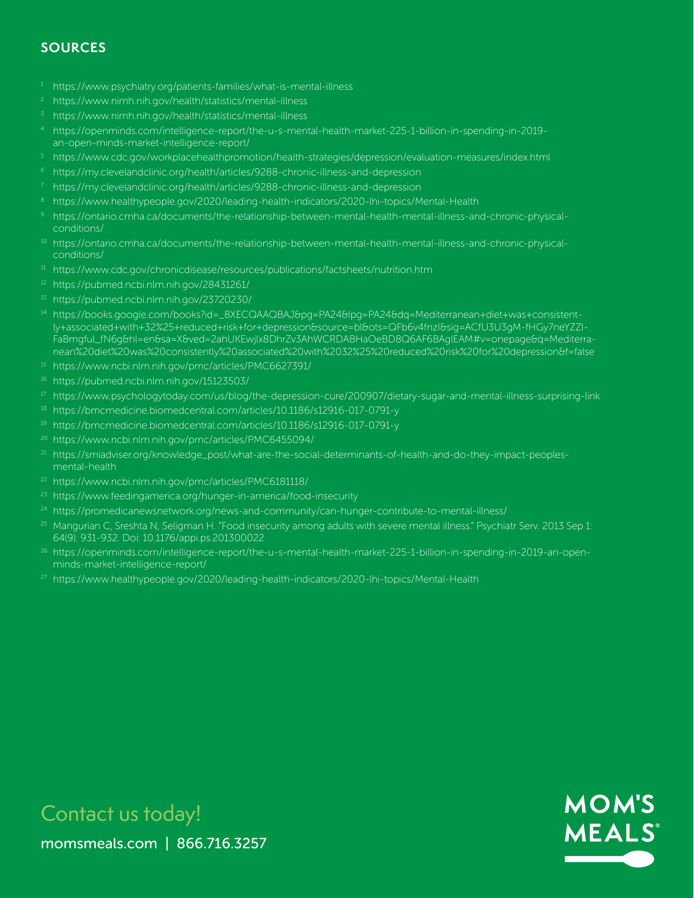## SOURCES

1. https://www.psychiatry.org/patients-families/what-is-mental-illness
2. https://www.nimh.nih.gov/health/statistics/mental-illness
3. https://www.nimh.nih.gov/health/statistics/mental-illness
4. https://openminds.com/intelligence-report/the-u-s-mental-health-market-225-1-billion-in-spending-in-2019-an-open-minds-market-intelligence-report/
5. https://www.cdc.gov/workplacehealthpromotion/health-strategies/depression/evaluation-measures/index.html
6. https://my.clevelandclinic.org/health/articles/9288-chronic-illness-and-depression
7. https://my.clevelandclinic.org/health/articles/9288-chronic-illness-and-depression
8. https://www.healthypeople.gov/2020/leading-health-indicators/2020-lhi-topics/Mental-Health
9. https://ontario.cmha.ca/documents/the-relationship-between-mental-health-mental-illness-and-chronic-physical-conditions/
10. https://ontario.cmha.ca/documents/the-relationship-between-mental-health-mental-illness-and-chronic-physical-conditions/
11. https://www.cdc.gov/chronicdisease/resources/publications/factsheets/nutrition.htm
12. https://pubmed.ncbi.nlm.nih.gov/28431261/
13. https://pubmed.ncbi.nlm.nih.gov/23720230/
14. https://books.google.com/books?id=_8XECQAAQBAJ&pg=PA24&lpg=PA24&dq=Mediterranean+diet+was+consistently+associated+with+32%25+reduced+risk+for+depression&source=bl&ots=QFb6v4fnzI&sig=ACfU3U3gM-fHGy7neYZZI-FaBmgful_fN6g&hl=en&sa=X&ved=2ahUKEwjlx8DhrZv3AhWCRDABHaOeBD8Q6AF6BAglEAM#v=onepage&q=Mediterranean%20diet%20was%20consistently%20associated%20with%2032%25%20reduced%20risk%20for%20depression&f=false
15. https://www.ncbi.nlm.nih.gov/pmc/articles/PMC6627391/
16. https://pubmed.ncbi.nlm.nih.gov/15123503/
17. https://www.psychologytoday.com/us/blog/the-depression-cure/200907/dietary-sugar-and-mental-illness-surprising-link
18. https://bmcmedicine.biomedcentral.com/articles/10.1186/s12916-017-0791-y
19. https://bmcmedicine.biomedcentral.com/articles/10.1186/s12916-017-0791-y
20. https://www.ncbi.nlm.nih.gov/pmc/articles/PMC6455094/
21. https://smiadviser.org/knowledge_post/what-are-the-social-determinants-of-health-and-do-they-impact-peoples-mental-health
22. https://www.ncbi.nlm.nih.gov/pmc/articles/PMC6181118/
23. https://www.feedingamerica.org/hunger-in-america/food-insecurity
24. https://promedicanewsnetwork.org/news-and-community/can-hunger-contribute-to-mental-illness/
25. Mangurian C, Sreshta N, Seligman H. "Food insecurity among adults with severe mental illness." Psychiatr Serv. 2013 Sep 1: 64(9): 931-932. Doi: 10.1176/appi.ps.201300022
26. https://openminds.com/intelligence-report/the-u-s-mental-health-market-225-1-billion-in-spending-in-2019-an-open-minds-market-intelligence-report/
27. https://www.healthypeople.gov/2020/leading-health-indicators/2020-lhi-topics/Mental-Health

Contact us today!

momsmeals.com | 866.716.3257

MOM'S MEALS®